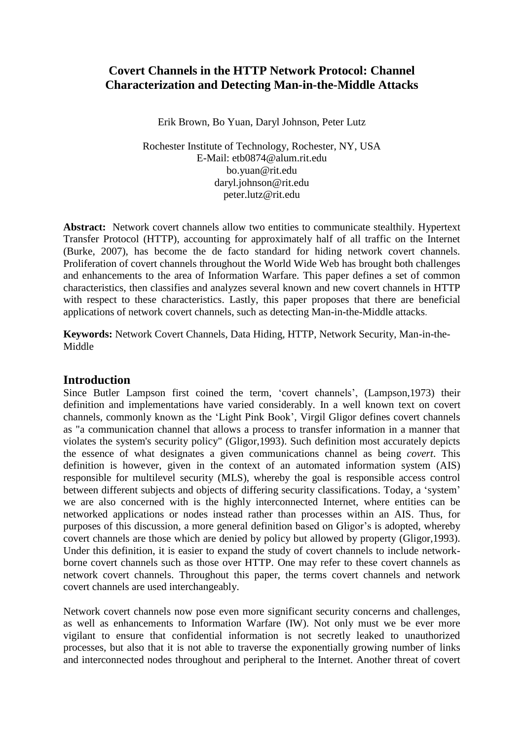# Covert Channels in the HTTP Network Protocol: Channel Characterization and Detecting Man-in-the-Middle Attacks

Erik Brown, Bo Yuan, Daryl Johnson, Peter Lutz

Rochester Institute of Technology, Rochester, NY, USA
E-Mail: etb0874@alum.rit.edu
bo.yuan@rit.edu
daryl.johnson@rit.edu
peter.lutz@rit.edu

**Abstract:** Network covert channels allow two entities to communicate stealthily. Hypertext Transfer Protocol (HTTP), accounting for approximately half of all traffic on the Internet (Burke, 2007), has become the de facto standard for hiding network covert channels. Proliferation of covert channels throughout the World Wide Web has brought both challenges and enhancements to the area of Information Warfare. This paper defines a set of common characteristics, then classifies and analyzes several known and new covert channels in HTTP with respect to these characteristics. Lastly, this paper proposes that there are beneficial applications of network covert channels, such as detecting Man-in-the-Middle attacks.

**Keywords:** Network Covert Channels, Data Hiding, HTTP, Network Security, Man-in-the-Middle

## Introduction

Since Butler Lampson first coined the term, 'covert channels', (Lampson,1973) their definition and implementations have varied considerably. In a well known text on covert channels, commonly known as the 'Light Pink Book', Virgil Gligor defines covert channels as "a communication channel that allows a process to transfer information in a manner that violates the system's security policy" (Gligor,1993). Such definition most accurately depicts the essence of what designates a given communications channel as being *covert*. This definition is however, given in the context of an automated information system (AIS) responsible for multilevel security (MLS), whereby the goal is responsible access control between different subjects and objects of differing security classifications. Today, a 'system' we are also concerned with is the highly interconnected Internet, where entities can be networked applications or nodes instead rather than processes within an AIS. Thus, for purposes of this discussion, a more general definition based on Gligor's is adopted, whereby covert channels are those which are denied by policy but allowed by property (Gligor,1993). Under this definition, it is easier to expand the study of covert channels to include network-borne covert channels such as those over HTTP. One may refer to these covert channels as network covert channels. Throughout this paper, the terms covert channels and network covert channels are used interchangeably.

Network covert channels now pose even more significant security concerns and challenges, as well as enhancements to Information Warfare (IW). Not only must we be ever more vigilant to ensure that confidential information is not secretly leaked to unauthorized processes, but also that it is not able to traverse the exponentially growing number of links and interconnected nodes throughout and peripheral to the Internet. Another threat of covert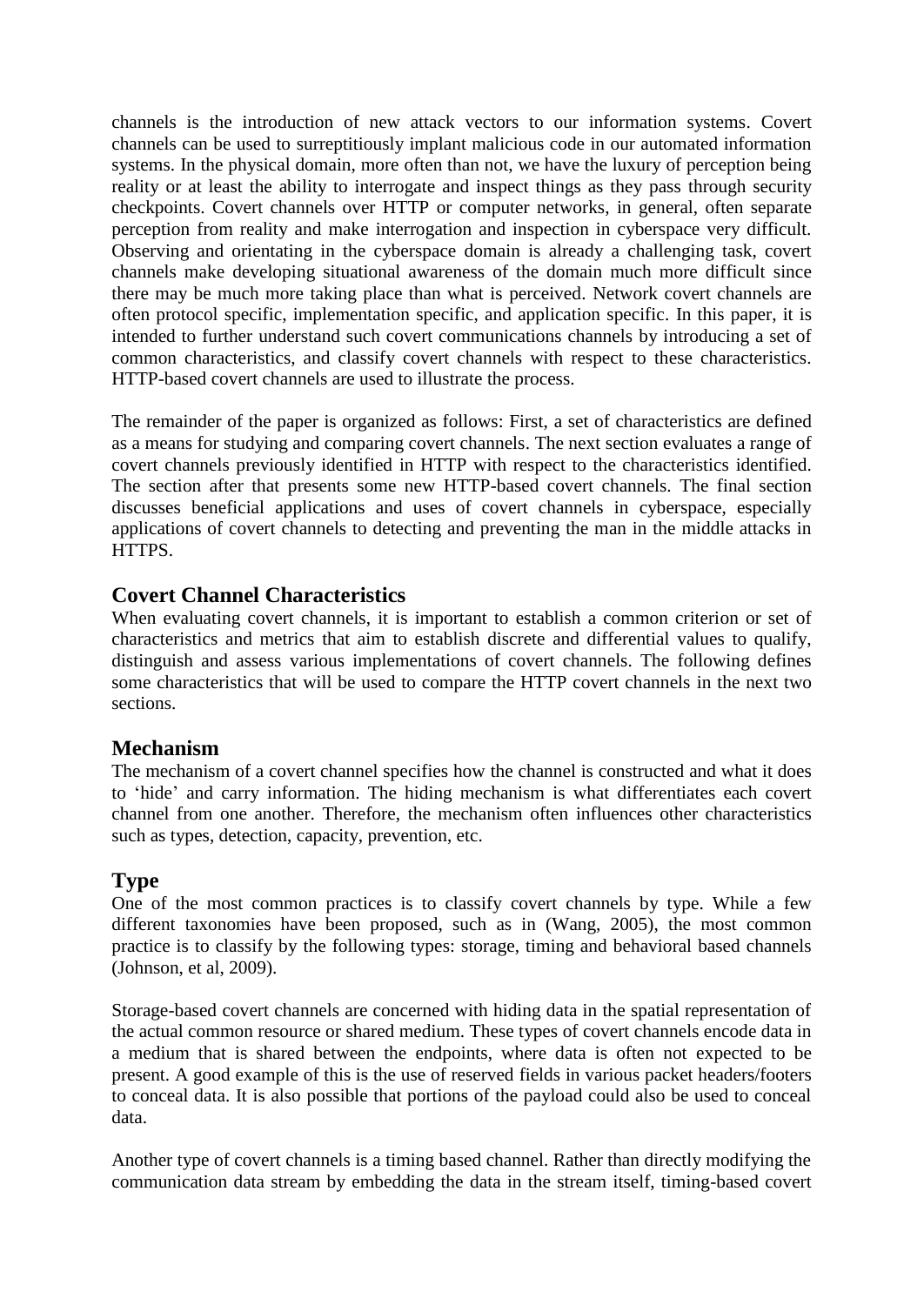channels is the introduction of new attack vectors to our information systems. Covert channels can be used to surreptitiously implant malicious code in our automated information systems. In the physical domain, more often than not, we have the luxury of perception being reality or at least the ability to interrogate and inspect things as they pass through security checkpoints. Covert channels over HTTP or computer networks, in general, often separate perception from reality and make interrogation and inspection in cyberspace very difficult. Observing and orientating in the cyberspace domain is already a challenging task, covert channels make developing situational awareness of the domain much more difficult since there may be much more taking place than what is perceived. Network covert channels are often protocol specific, implementation specific, and application specific. In this paper, it is intended to further understand such covert communications channels by introducing a set of common characteristics, and classify covert channels with respect to these characteristics. HTTP-based covert channels are used to illustrate the process.

The remainder of the paper is organized as follows: First, a set of characteristics are defined as a means for studying and comparing covert channels. The next section evaluates a range of covert channels previously identified in HTTP with respect to the characteristics identified. The section after that presents some new HTTP-based covert channels. The final section discusses beneficial applications and uses of covert channels in cyberspace, especially applications of covert channels to detecting and preventing the man in the middle attacks in HTTPS.

## Covert Channel Characteristics

When evaluating covert channels, it is important to establish a common criterion or set of characteristics and metrics that aim to establish discrete and differential values to qualify, distinguish and assess various implementations of covert channels. The following defines some characteristics that will be used to compare the HTTP covert channels in the next two sections.

## Mechanism

The mechanism of a covert channel specifies how the channel is constructed and what it does to 'hide' and carry information. The hiding mechanism is what differentiates each covert channel from one another. Therefore, the mechanism often influences other characteristics such as types, detection, capacity, prevention, etc.

## Type

One of the most common practices is to classify covert channels by type. While a few different taxonomies have been proposed, such as in (Wang, 2005), the most common practice is to classify by the following types: storage, timing and behavioral based channels (Johnson, et al, 2009).

Storage-based covert channels are concerned with hiding data in the spatial representation of the actual common resource or shared medium. These types of covert channels encode data in a medium that is shared between the endpoints, where data is often not expected to be present. A good example of this is the use of reserved fields in various packet headers/footers to conceal data. It is also possible that portions of the payload could also be used to conceal data.

Another type of covert channels is a timing based channel. Rather than directly modifying the communication data stream by embedding the data in the stream itself, timing-based covert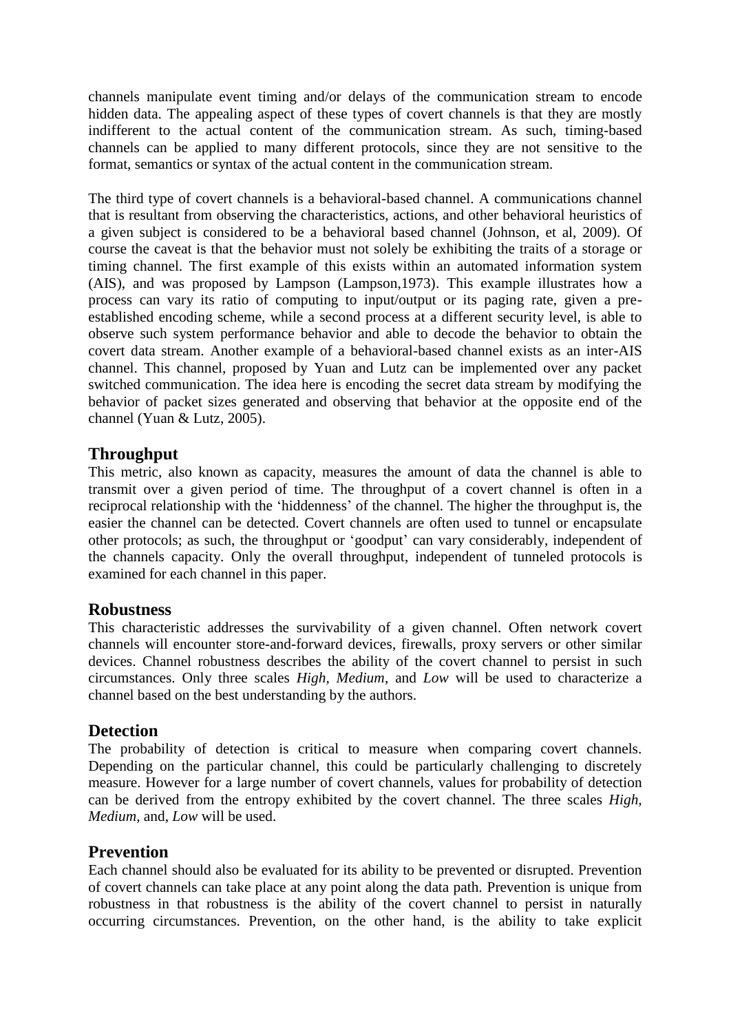channels manipulate event timing and/or delays of the communication stream to encode hidden data. The appealing aspect of these types of covert channels is that they are mostly indifferent to the actual content of the communication stream. As such, timing-based channels can be applied to many different protocols, since they are not sensitive to the format, semantics or syntax of the actual content in the communication stream.

The third type of covert channels is a behavioral-based channel. A communications channel that is resultant from observing the characteristics, actions, and other behavioral heuristics of a given subject is considered to be a behavioral based channel (Johnson, et al, 2009). Of course the caveat is that the behavior must not solely be exhibiting the traits of a storage or timing channel. The first example of this exists within an automated information system (AIS), and was proposed by Lampson (Lampson,1973). This example illustrates how a process can vary its ratio of computing to input/output or its paging rate, given a pre-established encoding scheme, while a second process at a different security level, is able to observe such system performance behavior and able to decode the behavior to obtain the covert data stream. Another example of a behavioral-based channel exists as an inter-AIS channel. This channel, proposed by Yuan and Lutz can be implemented over any packet switched communication. The idea here is encoding the secret data stream by modifying the behavior of packet sizes generated and observing that behavior at the opposite end of the channel (Yuan & Lutz, 2005).

## Throughput

This metric, also known as capacity, measures the amount of data the channel is able to transmit over a given period of time. The throughput of a covert channel is often in a reciprocal relationship with the 'hiddenness' of the channel. The higher the throughput is, the easier the channel can be detected. Covert channels are often used to tunnel or encapsulate other protocols; as such, the throughput or 'goodput' can vary considerably, independent of the channels capacity. Only the overall throughput, independent of tunneled protocols is examined for each channel in this paper.

## Robustness

This characteristic addresses the survivability of a given channel. Often network covert channels will encounter store-and-forward devices, firewalls, proxy servers or other similar devices. Channel robustness describes the ability of the covert channel to persist in such circumstances. Only three scales *High*, *Medium*, and *Low* will be used to characterize a channel based on the best understanding by the authors.

## Detection

The probability of detection is critical to measure when comparing covert channels. Depending on the particular channel, this could be particularly challenging to discretely measure. However for a large number of covert channels, values for probability of detection can be derived from the entropy exhibited by the covert channel. The three scales *High*, *Medium,* and, *Low* will be used.

## Prevention

Each channel should also be evaluated for its ability to be prevented or disrupted. Prevention of covert channels can take place at any point along the data path. Prevention is unique from robustness in that robustness is the ability of the covert channel to persist in naturally occurring circumstances. Prevention, on the other hand, is the ability to take explicit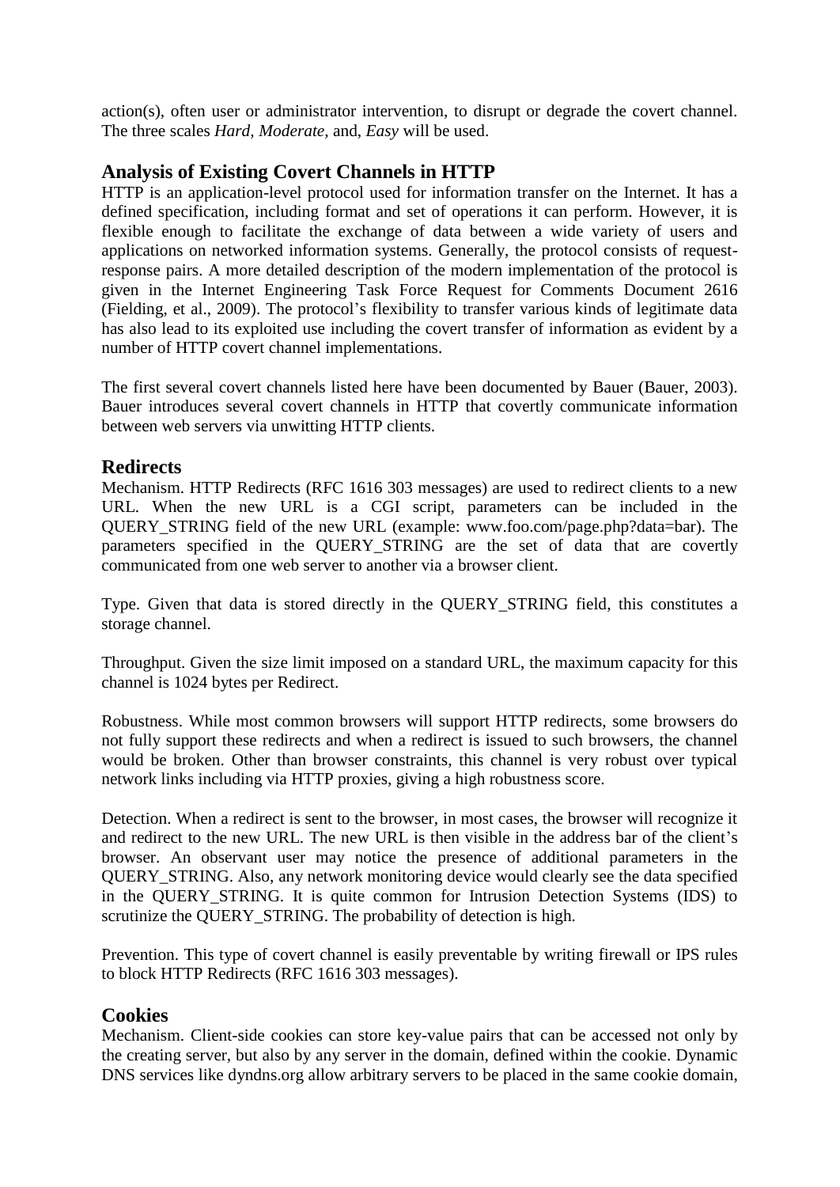action(s), often user or administrator intervention, to disrupt or degrade the covert channel. The three scales *Hard*, *Moderate*, and, *Easy* will be used.

## Analysis of Existing Covert Channels in HTTP

HTTP is an application-level protocol used for information transfer on the Internet. It has a defined specification, including format and set of operations it can perform. However, it is flexible enough to facilitate the exchange of data between a wide variety of users and applications on networked information systems. Generally, the protocol consists of request-response pairs. A more detailed description of the modern implementation of the protocol is given in the Internet Engineering Task Force Request for Comments Document 2616 (Fielding, et al., 2009). The protocol's flexibility to transfer various kinds of legitimate data has also lead to its exploited use including the covert transfer of information as evident by a number of HTTP covert channel implementations.

The first several covert channels listed here have been documented by Bauer (Bauer, 2003). Bauer introduces several covert channels in HTTP that covertly communicate information between web servers via unwitting HTTP clients.

## Redirects

Mechanism. HTTP Redirects (RFC 1616 303 messages) are used to redirect clients to a new URL. When the new URL is a CGI script, parameters can be included in the QUERY_STRING field of the new URL (example: www.foo.com/page.php?data=bar). The parameters specified in the QUERY_STRING are the set of data that are covertly communicated from one web server to another via a browser client.

Type. Given that data is stored directly in the QUERY_STRING field, this constitutes a storage channel.

Throughput. Given the size limit imposed on a standard URL, the maximum capacity for this channel is 1024 bytes per Redirect.

Robustness. While most common browsers will support HTTP redirects, some browsers do not fully support these redirects and when a redirect is issued to such browsers, the channel would be broken. Other than browser constraints, this channel is very robust over typical network links including via HTTP proxies, giving a high robustness score.

Detection. When a redirect is sent to the browser, in most cases, the browser will recognize it and redirect to the new URL. The new URL is then visible in the address bar of the client's browser. An observant user may notice the presence of additional parameters in the QUERY_STRING. Also, any network monitoring device would clearly see the data specified in the QUERY_STRING. It is quite common for Intrusion Detection Systems (IDS) to scrutinize the QUERY_STRING. The probability of detection is high.

Prevention. This type of covert channel is easily preventable by writing firewall or IPS rules to block HTTP Redirects (RFC 1616 303 messages).

## Cookies

Mechanism. Client-side cookies can store key-value pairs that can be accessed not only by the creating server, but also by any server in the domain, defined within the cookie. Dynamic DNS services like dyndns.org allow arbitrary servers to be placed in the same cookie domain,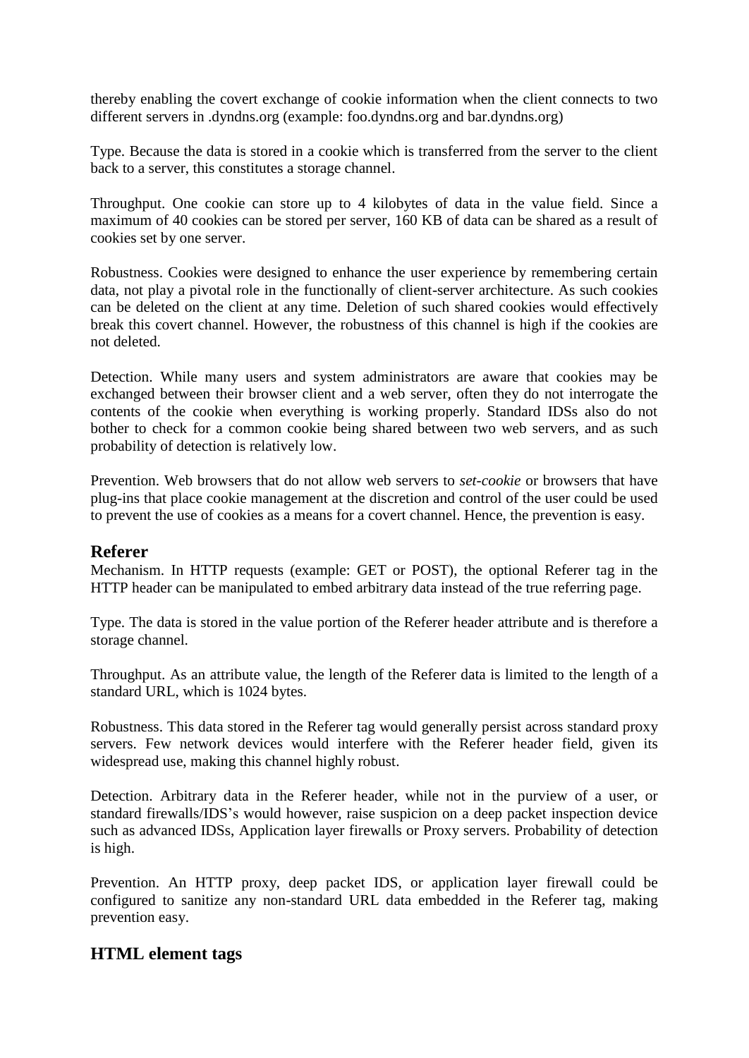thereby enabling the covert exchange of cookie information when the client connects to two different servers in .dyndns.org (example: foo.dyndns.org and bar.dyndns.org)

Type. Because the data is stored in a cookie which is transferred from the server to the client back to a server, this constitutes a storage channel.

Throughput. One cookie can store up to 4 kilobytes of data in the value field. Since a maximum of 40 cookies can be stored per server, 160 KB of data can be shared as a result of cookies set by one server.

Robustness. Cookies were designed to enhance the user experience by remembering certain data, not play a pivotal role in the functionally of client-server architecture. As such cookies can be deleted on the client at any time. Deletion of such shared cookies would effectively break this covert channel. However, the robustness of this channel is high if the cookies are not deleted.

Detection. While many users and system administrators are aware that cookies may be exchanged between their browser client and a web server, often they do not interrogate the contents of the cookie when everything is working properly. Standard IDSs also do not bother to check for a common cookie being shared between two web servers, and as such probability of detection is relatively low.

Prevention. Web browsers that do not allow web servers to *set-cookie* or browsers that have plug-ins that place cookie management at the discretion and control of the user could be used to prevent the use of cookies as a means for a covert channel. Hence, the prevention is easy.

## Referer

Mechanism. In HTTP requests (example: GET or POST), the optional Referer tag in the HTTP header can be manipulated to embed arbitrary data instead of the true referring page.

Type. The data is stored in the value portion of the Referer header attribute and is therefore a storage channel.

Throughput. As an attribute value, the length of the Referer data is limited to the length of a standard URL, which is 1024 bytes.

Robustness. This data stored in the Referer tag would generally persist across standard proxy servers. Few network devices would interfere with the Referer header field, given its widespread use, making this channel highly robust.

Detection. Arbitrary data in the Referer header, while not in the purview of a user, or standard firewalls/IDS's would however, raise suspicion on a deep packet inspection device such as advanced IDSs, Application layer firewalls or Proxy servers. Probability of detection is high.

Prevention. An HTTP proxy, deep packet IDS, or application layer firewall could be configured to sanitize any non-standard URL data embedded in the Referer tag, making prevention easy.

## HTML element tags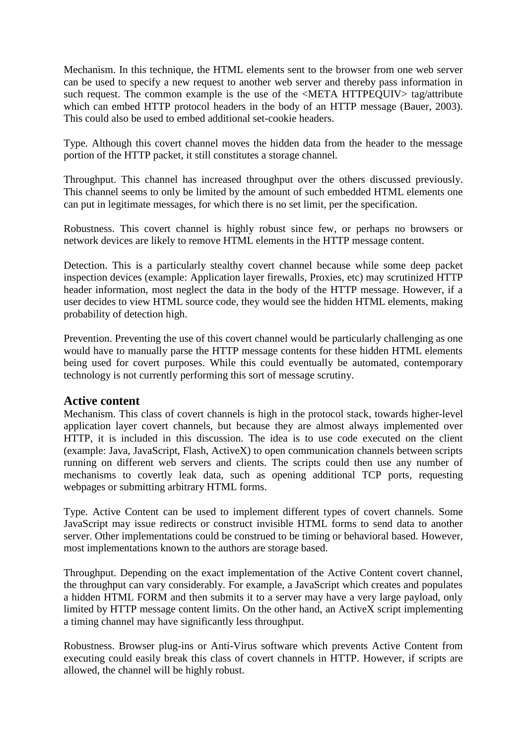Mechanism. In this technique, the HTML elements sent to the browser from one web server can be used to specify a new request to another web server and thereby pass information in such request. The common example is the use of the <META HTTPEQUIV> tag/attribute which can embed HTTP protocol headers in the body of an HTTP message (Bauer, 2003). This could also be used to embed additional set-cookie headers.

Type. Although this covert channel moves the hidden data from the header to the message portion of the HTTP packet, it still constitutes a storage channel.

Throughput. This channel has increased throughput over the others discussed previously. This channel seems to only be limited by the amount of such embedded HTML elements one can put in legitimate messages, for which there is no set limit, per the specification.

Robustness. This covert channel is highly robust since few, or perhaps no browsers or network devices are likely to remove HTML elements in the HTTP message content.

Detection. This is a particularly stealthy covert channel because while some deep packet inspection devices (example: Application layer firewalls, Proxies, etc) may scrutinized HTTP header information, most neglect the data in the body of the HTTP message. However, if a user decides to view HTML source code, they would see the hidden HTML elements, making probability of detection high.

Prevention. Preventing the use of this covert channel would be particularly challenging as one would have to manually parse the HTTP message contents for these hidden HTML elements being used for covert purposes. While this could eventually be automated, contemporary technology is not currently performing this sort of message scrutiny.

## Active content

Mechanism. This class of covert channels is high in the protocol stack, towards higher-level application layer covert channels, but because they are almost always implemented over HTTP, it is included in this discussion. The idea is to use code executed on the client (example: Java, JavaScript, Flash, ActiveX) to open communication channels between scripts running on different web servers and clients. The scripts could then use any number of mechanisms to covertly leak data, such as opening additional TCP ports, requesting webpages or submitting arbitrary HTML forms.

Type. Active Content can be used to implement different types of covert channels. Some JavaScript may issue redirects or construct invisible HTML forms to send data to another server. Other implementations could be construed to be timing or behavioral based. However, most implementations known to the authors are storage based.

Throughput. Depending on the exact implementation of the Active Content covert channel, the throughput can vary considerably. For example, a JavaScript which creates and populates a hidden HTML FORM and then submits it to a server may have a very large payload, only limited by HTTP message content limits. On the other hand, an ActiveX script implementing a timing channel may have significantly less throughput.

Robustness. Browser plug-ins or Anti-Virus software which prevents Active Content from executing could easily break this class of covert channels in HTTP. However, if scripts are allowed, the channel will be highly robust.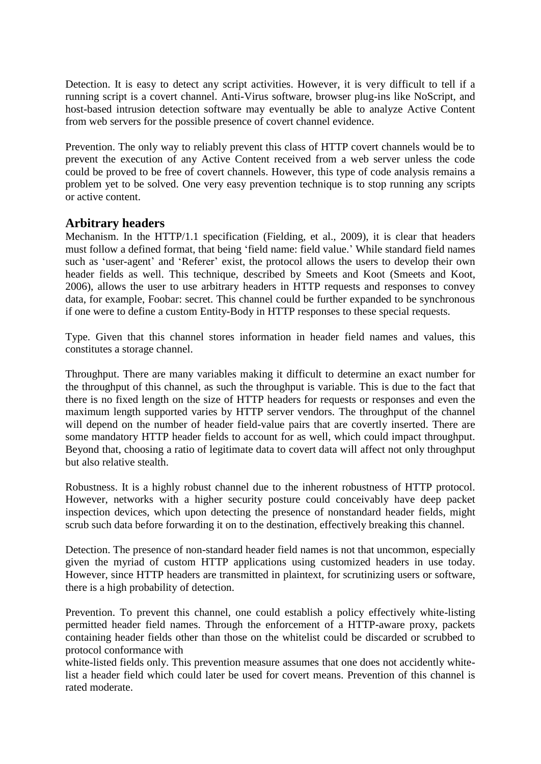Detection. It is easy to detect any script activities. However, it is very difficult to tell if a running script is a covert channel. Anti-Virus software, browser plug-ins like NoScript, and host-based intrusion detection software may eventually be able to analyze Active Content from web servers for the possible presence of covert channel evidence.

Prevention. The only way to reliably prevent this class of HTTP covert channels would be to prevent the execution of any Active Content received from a web server unless the code could be proved to be free of covert channels. However, this type of code analysis remains a problem yet to be solved. One very easy prevention technique is to stop running any scripts or active content.

## Arbitrary headers

Mechanism. In the HTTP/1.1 specification (Fielding, et al., 2009), it is clear that headers must follow a defined format, that being 'field name: field value.' While standard field names such as 'user-agent' and 'Referer' exist, the protocol allows the users to develop their own header fields as well. This technique, described by Smeets and Koot (Smeets and Koot, 2006), allows the user to use arbitrary headers in HTTP requests and responses to convey data, for example, Foobar: secret. This channel could be further expanded to be synchronous if one were to define a custom Entity-Body in HTTP responses to these special requests.

Type. Given that this channel stores information in header field names and values, this constitutes a storage channel.

Throughput. There are many variables making it difficult to determine an exact number for the throughput of this channel, as such the throughput is variable. This is due to the fact that there is no fixed length on the size of HTTP headers for requests or responses and even the maximum length supported varies by HTTP server vendors. The throughput of the channel will depend on the number of header field-value pairs that are covertly inserted. There are some mandatory HTTP header fields to account for as well, which could impact throughput. Beyond that, choosing a ratio of legitimate data to covert data will affect not only throughput but also relative stealth.

Robustness. It is a highly robust channel due to the inherent robustness of HTTP protocol. However, networks with a higher security posture could conceivably have deep packet inspection devices, which upon detecting the presence of nonstandard header fields, might scrub such data before forwarding it on to the destination, effectively breaking this channel.

Detection. The presence of non-standard header field names is not that uncommon, especially given the myriad of custom HTTP applications using customized headers in use today. However, since HTTP headers are transmitted in plaintext, for scrutinizing users or software, there is a high probability of detection.

Prevention. To prevent this channel, one could establish a policy effectively white-listing permitted header field names. Through the enforcement of a HTTP-aware proxy, packets containing header fields other than those on the whitelist could be discarded or scrubbed to protocol conformance with white-listed fields only. This prevention measure assumes that one does not accidently white-list a header field which could later be used for covert means. Prevention of this channel is rated moderate.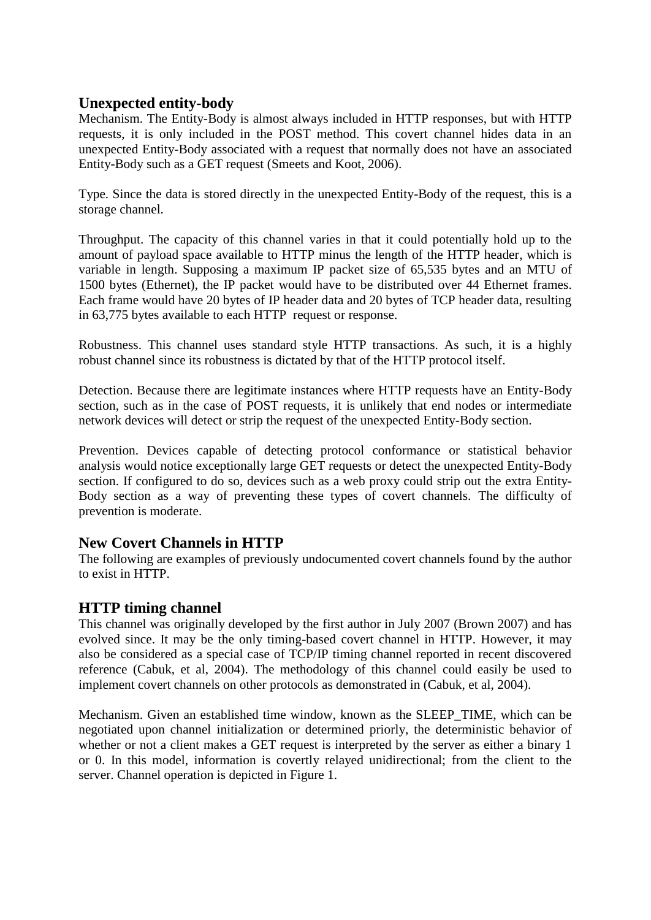## Unexpected entity-body

Mechanism. The Entity-Body is almost always included in HTTP responses, but with HTTP requests, it is only included in the POST method. This covert channel hides data in an unexpected Entity-Body associated with a request that normally does not have an associated Entity-Body such as a GET request (Smeets and Koot, 2006).

Type. Since the data is stored directly in the unexpected Entity-Body of the request, this is a storage channel.

Throughput. The capacity of this channel varies in that it could potentially hold up to the amount of payload space available to HTTP minus the length of the HTTP header, which is variable in length. Supposing a maximum IP packet size of 65,535 bytes and an MTU of 1500 bytes (Ethernet), the IP packet would have to be distributed over 44 Ethernet frames. Each frame would have 20 bytes of IP header data and 20 bytes of TCP header data, resulting in 63,775 bytes available to each HTTP request or response.

Robustness. This channel uses standard style HTTP transactions. As such, it is a highly robust channel since its robustness is dictated by that of the HTTP protocol itself.

Detection. Because there are legitimate instances where HTTP requests have an Entity-Body section, such as in the case of POST requests, it is unlikely that end nodes or intermediate network devices will detect or strip the request of the unexpected Entity-Body section.

Prevention. Devices capable of detecting protocol conformance or statistical behavior analysis would notice exceptionally large GET requests or detect the unexpected Entity-Body section. If configured to do so, devices such as a web proxy could strip out the extra Entity-Body section as a way of preventing these types of covert channels. The difficulty of prevention is moderate.

## New Covert Channels in HTTP

The following are examples of previously undocumented covert channels found by the author to exist in HTTP.

## HTTP timing channel

This channel was originally developed by the first author in July 2007 (Brown 2007) and has evolved since. It may be the only timing-based covert channel in HTTP. However, it may also be considered as a special case of TCP/IP timing channel reported in recent discovered reference (Cabuk, et al, 2004). The methodology of this channel could easily be used to implement covert channels on other protocols as demonstrated in (Cabuk, et al, 2004).

Mechanism. Given an established time window, known as the SLEEP_TIME, which can be negotiated upon channel initialization or determined priorly, the deterministic behavior of whether or not a client makes a GET request is interpreted by the server as either a binary 1 or 0. In this model, information is covertly relayed unidirectional; from the client to the server. Channel operation is depicted in Figure 1.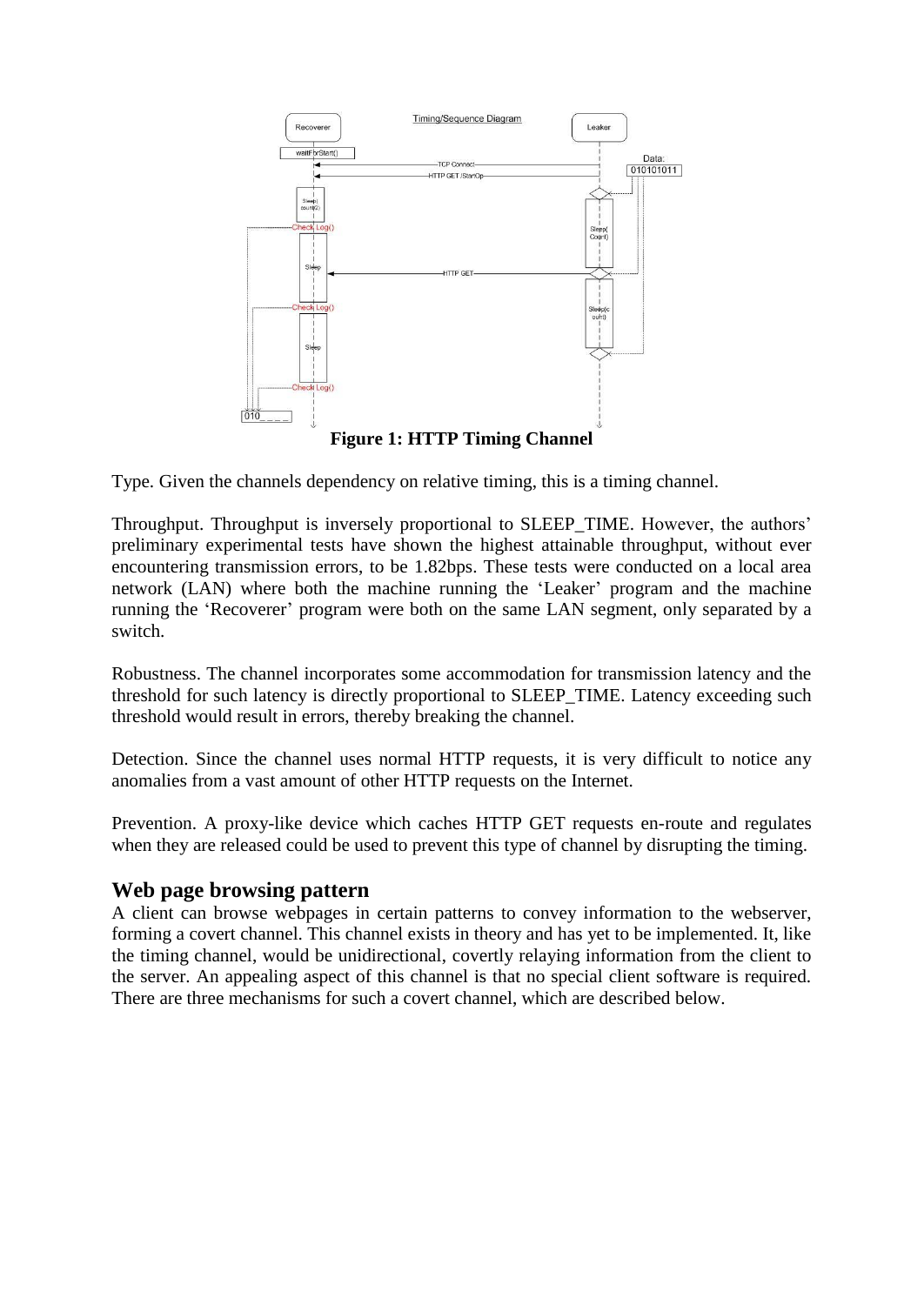**Figure 1: HTTP Timing Channel**

Type. Given the channels dependency on relative timing, this is a timing channel.

Throughput. Throughput is inversely proportional to SLEEP_TIME. However, the authors' preliminary experimental tests have shown the highest attainable throughput, without ever encountering transmission errors, to be 1.82bps. These tests were conducted on a local area network (LAN) where both the machine running the 'Leaker' program and the machine running the 'Recoverer' program were both on the same LAN segment, only separated by a switch.

Robustness. The channel incorporates some accommodation for transmission latency and the threshold for such latency is directly proportional to SLEEP_TIME. Latency exceeding such threshold would result in errors, thereby breaking the channel.

Detection. Since the channel uses normal HTTP requests, it is very difficult to notice any anomalies from a vast amount of other HTTP requests on the Internet.

Prevention. A proxy-like device which caches HTTP GET requests en-route and regulates when they are released could be used to prevent this type of channel by disrupting the timing.

## Web page browsing pattern

A client can browse webpages in certain patterns to convey information to the webserver, forming a covert channel. This channel exists in theory and has yet to be implemented. It, like the timing channel, would be unidirectional, covertly relaying information from the client to the server. An appealing aspect of this channel is that no special client software is required. There are three mechanisms for such a covert channel, which are described below.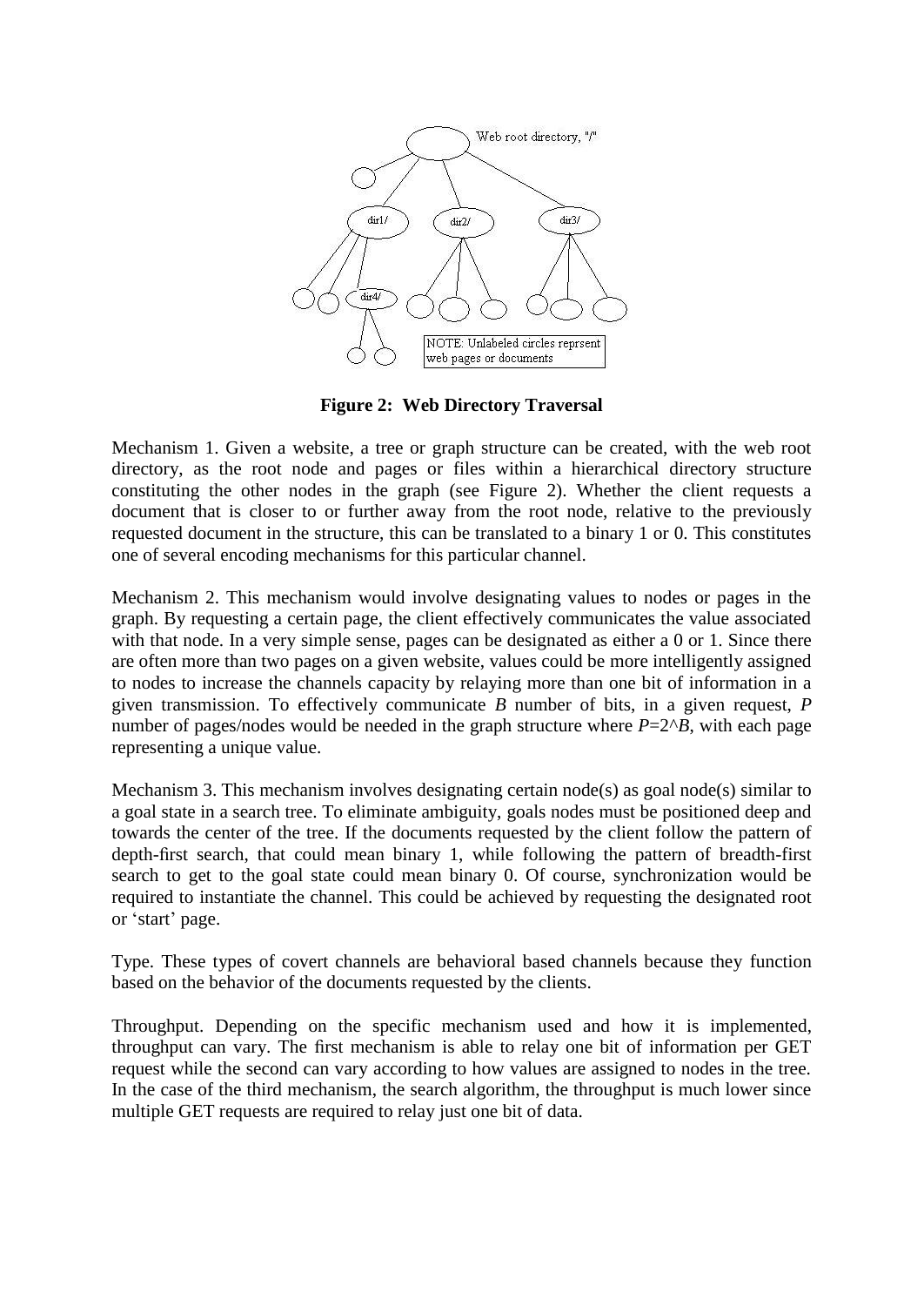**Figure 2: Web Directory Traversal**

Mechanism 1. Given a website, a tree or graph structure can be created, with the web root directory, as the root node and pages or files within a hierarchical directory structure constituting the other nodes in the graph (see Figure 2). Whether the client requests a document that is closer to or further away from the root node, relative to the previously requested document in the structure, this can be translated to a binary 1 or 0. This constitutes one of several encoding mechanisms for this particular channel.

Mechanism 2. This mechanism would involve designating values to nodes or pages in the graph. By requesting a certain page, the client effectively communicates the value associated with that node. In a very simple sense, pages can be designated as either a 0 or 1. Since there are often more than two pages on a given website, values could be more intelligently assigned to nodes to increase the channels capacity by relaying more than one bit of information in a given transmission. To effectively communicate *B* number of bits, in a given request, *P* number of pages/nodes would be needed in the graph structure where $P=2^B$, with each page representing a unique value.

Mechanism 3. This mechanism involves designating certain node(s) as goal node(s) similar to a goal state in a search tree. To eliminate ambiguity, goals nodes must be positioned deep and towards the center of the tree. If the documents requested by the client follow the pattern of depth-first search, that could mean binary 1, while following the pattern of breadth-first search to get to the goal state could mean binary 0. Of course, synchronization would be required to instantiate the channel. This could be achieved by requesting the designated root or 'start' page.

Type. These types of covert channels are behavioral based channels because they function based on the behavior of the documents requested by the clients.

Throughput. Depending on the specific mechanism used and how it is implemented, throughput can vary. The first mechanism is able to relay one bit of information per GET request while the second can vary according to how values are assigned to nodes in the tree. In the case of the third mechanism, the search algorithm, the throughput is much lower since multiple GET requests are required to relay just one bit of data.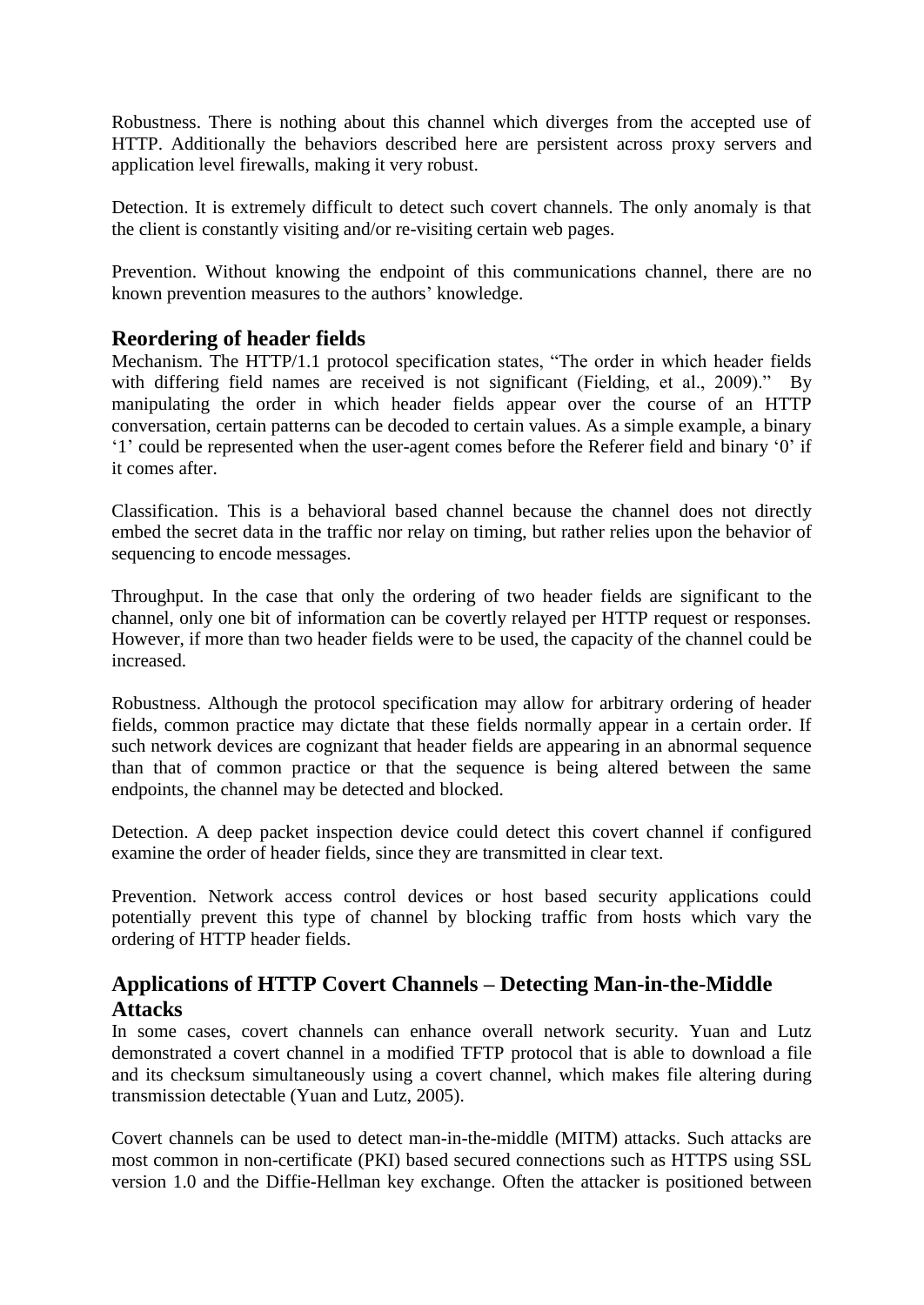Robustness. There is nothing about this channel which diverges from the accepted use of HTTP. Additionally the behaviors described here are persistent across proxy servers and application level firewalls, making it very robust.

Detection. It is extremely difficult to detect such covert channels. The only anomaly is that the client is constantly visiting and/or re-visiting certain web pages.

Prevention. Without knowing the endpoint of this communications channel, there are no known prevention measures to the authors' knowledge.

## Reordering of header fields

Mechanism. The HTTP/1.1 protocol specification states, "The order in which header fields with differing field names are received is not significant (Fielding, et al., 2009)." By manipulating the order in which header fields appear over the course of an HTTP conversation, certain patterns can be decoded to certain values. As a simple example, a binary '1' could be represented when the user-agent comes before the Referer field and binary '0' if it comes after.

Classification. This is a behavioral based channel because the channel does not directly embed the secret data in the traffic nor relay on timing, but rather relies upon the behavior of sequencing to encode messages.

Throughput. In the case that only the ordering of two header fields are significant to the channel, only one bit of information can be covertly relayed per HTTP request or responses. However, if more than two header fields were to be used, the capacity of the channel could be increased.

Robustness. Although the protocol specification may allow for arbitrary ordering of header fields, common practice may dictate that these fields normally appear in a certain order. If such network devices are cognizant that header fields are appearing in an abnormal sequence than that of common practice or that the sequence is being altered between the same endpoints, the channel may be detected and blocked.

Detection. A deep packet inspection device could detect this covert channel if configured examine the order of header fields, since they are transmitted in clear text.

Prevention. Network access control devices or host based security applications could potentially prevent this type of channel by blocking traffic from hosts which vary the ordering of HTTP header fields.

## Applications of HTTP Covert Channels – Detecting Man-in-the-Middle Attacks

In some cases, covert channels can enhance overall network security. Yuan and Lutz demonstrated a covert channel in a modified TFTP protocol that is able to download a file and its checksum simultaneously using a covert channel, which makes file altering during transmission detectable (Yuan and Lutz, 2005).

Covert channels can be used to detect man-in-the-middle (MITM) attacks. Such attacks are most common in non-certificate (PKI) based secured connections such as HTTPS using SSL version 1.0 and the Diffie-Hellman key exchange. Often the attacker is positioned between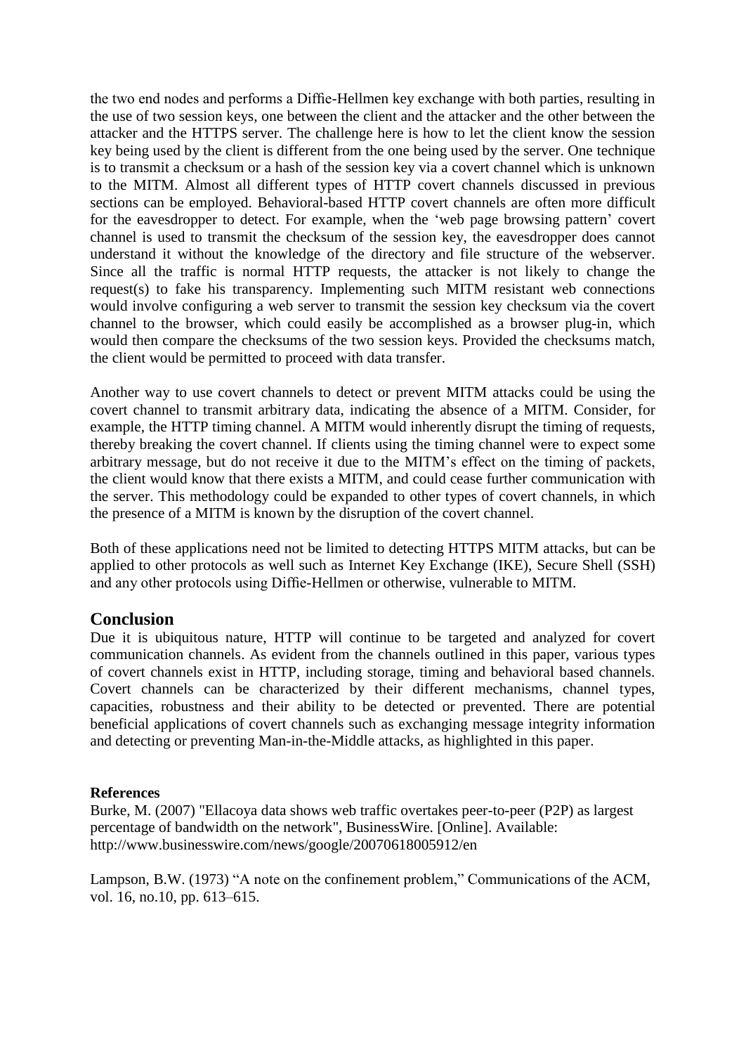the two end nodes and performs a Diffie-Hellmen key exchange with both parties, resulting in the use of two session keys, one between the client and the attacker and the other between the attacker and the HTTPS server. The challenge here is how to let the client know the session key being used by the client is different from the one being used by the server. One technique is to transmit a checksum or a hash of the session key via a covert channel which is unknown to the MITM. Almost all different types of HTTP covert channels discussed in previous sections can be employed. Behavioral-based HTTP covert channels are often more difficult for the eavesdropper to detect. For example, when the 'web page browsing pattern' covert channel is used to transmit the checksum of the session key, the eavesdropper does cannot understand it without the knowledge of the directory and file structure of the webserver. Since all the traffic is normal HTTP requests, the attacker is not likely to change the request(s) to fake his transparency. Implementing such MITM resistant web connections would involve configuring a web server to transmit the session key checksum via the covert channel to the browser, which could easily be accomplished as a browser plug-in, which would then compare the checksums of the two session keys. Provided the checksums match, the client would be permitted to proceed with data transfer.

Another way to use covert channels to detect or prevent MITM attacks could be using the covert channel to transmit arbitrary data, indicating the absence of a MITM. Consider, for example, the HTTP timing channel. A MITM would inherently disrupt the timing of requests, thereby breaking the covert channel. If clients using the timing channel were to expect some arbitrary message, but do not receive it due to the MITM's effect on the timing of packets, the client would know that there exists a MITM, and could cease further communication with the server. This methodology could be expanded to other types of covert channels, in which the presence of a MITM is known by the disruption of the covert channel.

Both of these applications need not be limited to detecting HTTPS MITM attacks, but can be applied to other protocols as well such as Internet Key Exchange (IKE), Secure Shell (SSH) and any other protocols using Diffie-Hellmen or otherwise, vulnerable to MITM.

## Conclusion

Due it is ubiquitous nature, HTTP will continue to be targeted and analyzed for covert communication channels. As evident from the channels outlined in this paper, various types of covert channels exist in HTTP, including storage, timing and behavioral based channels. Covert channels can be characterized by their different mechanisms, channel types, capacities, robustness and their ability to be detected or prevented. There are potential beneficial applications of covert channels such as exchanging message integrity information and detecting or preventing Man-in-the-Middle attacks, as highlighted in this paper.

**References**

Burke, M. (2007) "Ellacoya data shows web traffic overtakes peer-to-peer (P2P) as largest percentage of bandwidth on the network", BusinessWire. [Online]. Available: http://www.businesswire.com/news/google/20070618005912/en

Lampson, B.W. (1973) "A note on the confinement problem," Communications of the ACM, vol. 16, no.10, pp. 613–615.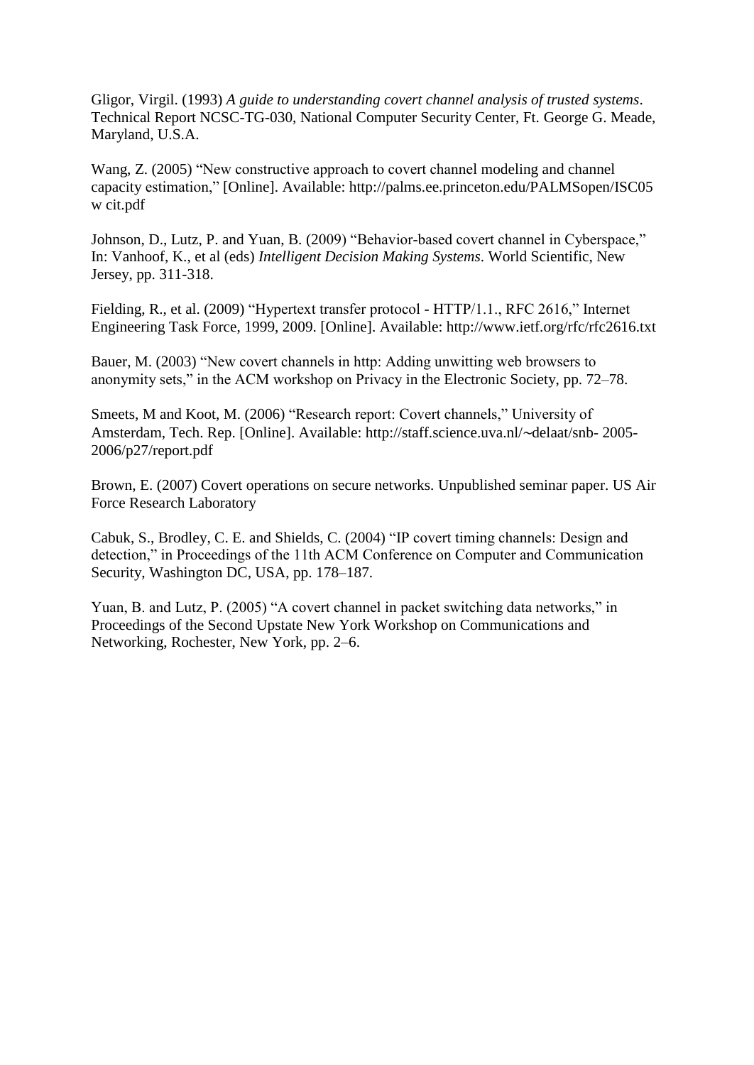Gligor, Virgil. (1993) *A guide to understanding covert channel analysis of trusted systems*. Technical Report NCSC-TG-030, National Computer Security Center, Ft. George G. Meade, Maryland, U.S.A.

Wang, Z. (2005) "New constructive approach to covert channel modeling and channel capacity estimation," [Online]. Available: http://palms.ee.princeton.edu/PALMSopen/ISC05 w cit.pdf

Johnson, D., Lutz, P. and Yuan, B. (2009) "Behavior-based covert channel in Cyberspace," In: Vanhoof, K., et al (eds) *Intelligent Decision Making Systems*. World Scientific, New Jersey, pp. 311-318.

Fielding, R., et al. (2009) "Hypertext transfer protocol - HTTP/1.1., RFC 2616," Internet Engineering Task Force, 1999, 2009. [Online]. Available: http://www.ietf.org/rfc/rfc2616.txt

Bauer, M. (2003) "New covert channels in http: Adding unwitting web browsers to anonymity sets," in the ACM workshop on Privacy in the Electronic Society, pp. 72–78.

Smeets, M and Koot, M. (2006) "Research report: Covert channels," University of Amsterdam, Tech. Rep. [Online]. Available: http://staff.science.uva.nl/~delaat/snb- 2005-2006/p27/report.pdf

Brown, E. (2007) Covert operations on secure networks. Unpublished seminar paper. US Air Force Research Laboratory

Cabuk, S., Brodley, C. E. and Shields, C. (2004) "IP covert timing channels: Design and detection," in Proceedings of the 11th ACM Conference on Computer and Communication Security, Washington DC, USA, pp. 178–187.

Yuan, B. and Lutz, P. (2005) "A covert channel in packet switching data networks," in Proceedings of the Second Upstate New York Workshop on Communications and Networking, Rochester, New York, pp. 2–6.